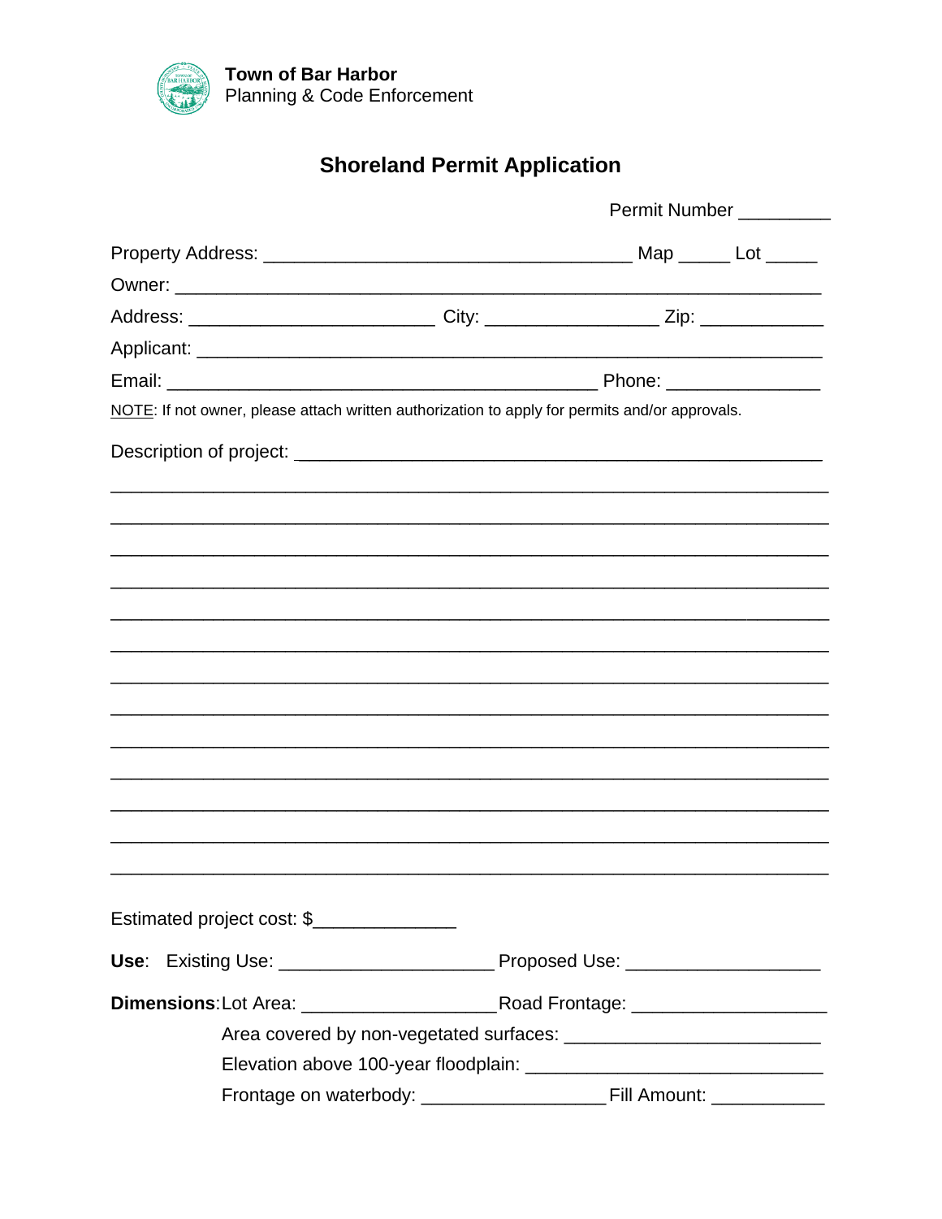**Town of Bar Harbor**
Planning & Code Enforcement

# Shoreland Permit Application

Permit Number _________

Property Address: ___________________________________ Map _____ Lot _____

Owner: ______________________________________________________________

Address: _______________________ City: ________________ Zip: ____________

Applicant: ____________________________________________________________

Email: _________________________________________ Phone: _______________

NOTE: If not owner, please attach written authorization to apply for permits and/or approvals.

Description of project: ___________________________________________________

_____________________________________________________________________

_____________________________________________________________________

_____________________________________________________________________

_____________________________________________________________________

_____________________________________________________________________

_____________________________________________________________________

_____________________________________________________________________

_____________________________________________________________________

_____________________________________________________________________

_____________________________________________________________________

_____________________________________________________________________

_____________________________________________________________________

_____________________________________________________________________

Estimated project cost: $_____________

**Use**: Existing Use: ____________________ Proposed Use: __________________

**Dimensions**: Lot Area: __________________ Road Frontage: __________________

Area covered by non-vegetated surfaces: ________________________

Elevation above 100-year floodplain: ____________________________

Frontage on waterbody: _________________ Fill Amount: ___________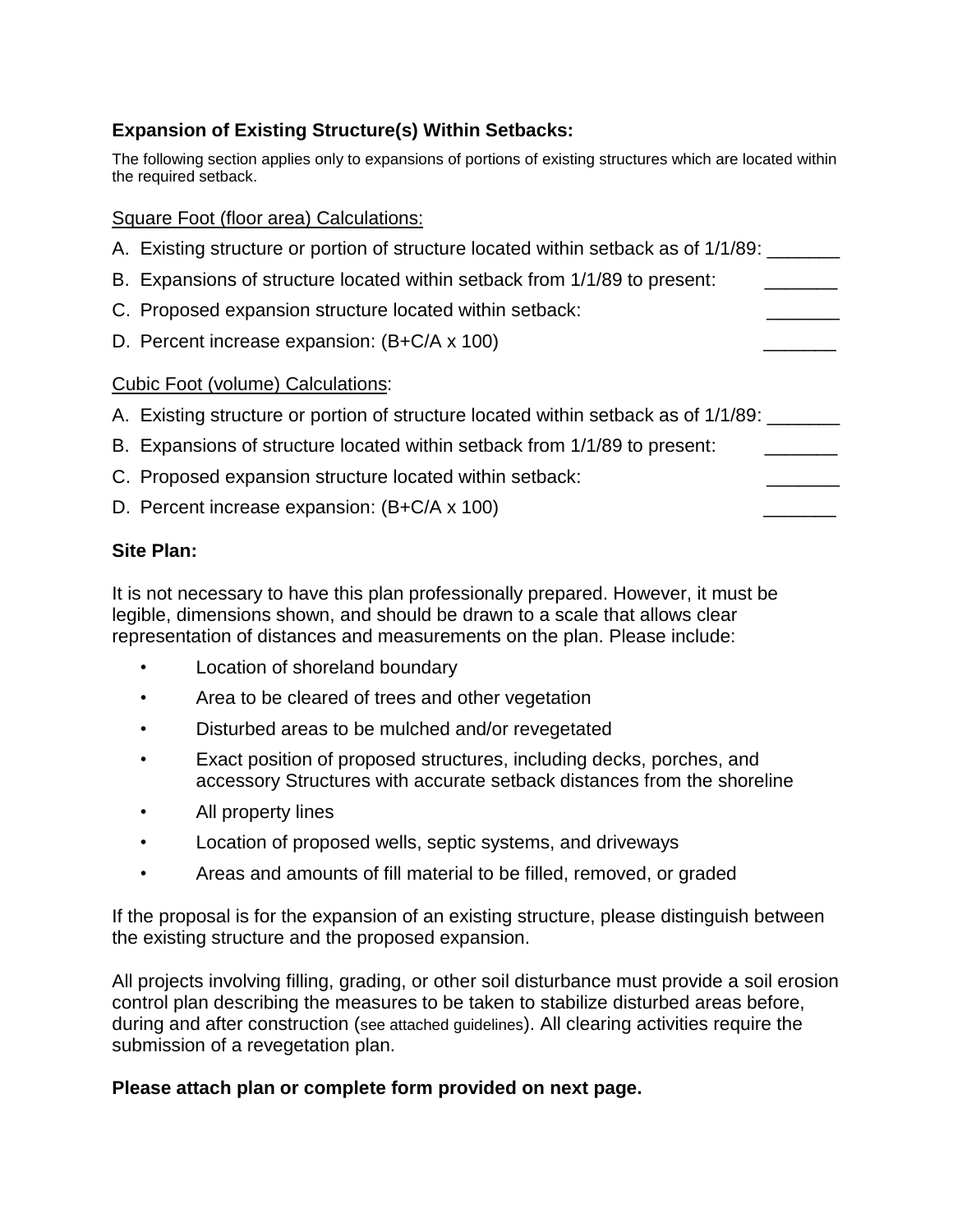**Expansion of Existing Structure(s) Within Setbacks:**

The following section applies only to expansions of portions of existing structures which are located within the required setback.

Square Foot (floor area) Calculations:

A. Existing structure or portion of structure located within setback as of 1/1/89: _______

B. Expansions of structure located within setback from 1/1/89 to present: _______

C. Proposed expansion structure located within setback: _______

D. Percent increase expansion: (B+C/A x 100) _______

Cubic Foot (volume) Calculations:

A. Existing structure or portion of structure located within setback as of 1/1/89: _______

B. Expansions of structure located within setback from 1/1/89 to present: _______

C. Proposed expansion structure located within setback: _______

D. Percent increase expansion: (B+C/A x 100) _______

**Site Plan:**

It is not necessary to have this plan professionally prepared. However, it must be legible, dimensions shown, and should be drawn to a scale that allows clear representation of distances and measurements on the plan. Please include:

- Location of shoreland boundary
- Area to be cleared of trees and other vegetation
- Disturbed areas to be mulched and/or revegetated
- Exact position of proposed structures, including decks, porches, and accessory Structures with accurate setback distances from the shoreline
- All property lines
- Location of proposed wells, septic systems, and driveways
- Areas and amounts of fill material to be filled, removed, or graded

If the proposal is for the expansion of an existing structure, please distinguish between the existing structure and the proposed expansion.

All projects involving filling, grading, or other soil disturbance must provide a soil erosion control plan describing the measures to be taken to stabilize disturbed areas before, during and after construction (see attached guidelines). All clearing activities require the submission of a revegetation plan.

**Please attach plan or complete form provided on next page.**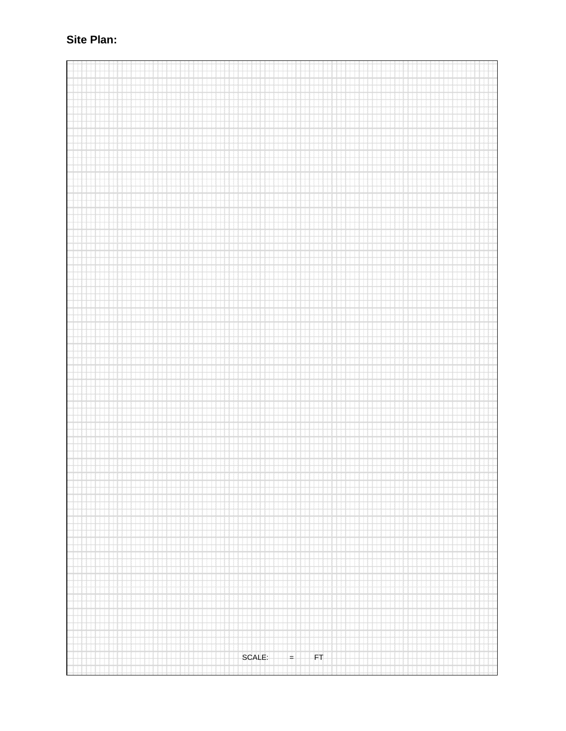**Site Plan:**

SCALE: = FT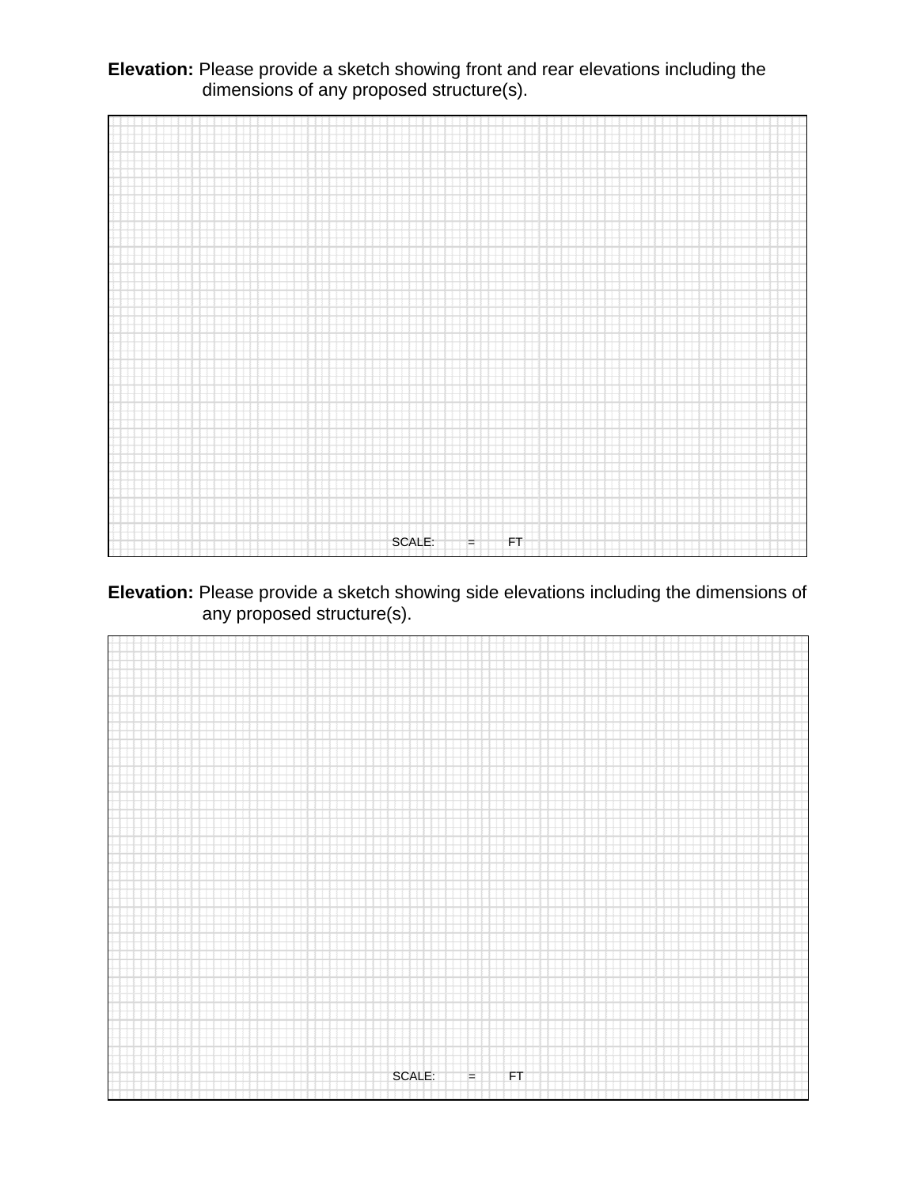**Elevation:** Please provide a sketch showing front and rear elevations including the dimensions of any proposed structure(s).

SCALE: = FT

**Elevation:** Please provide a sketch showing side elevations including the dimensions of any proposed structure(s).

SCALE: = FT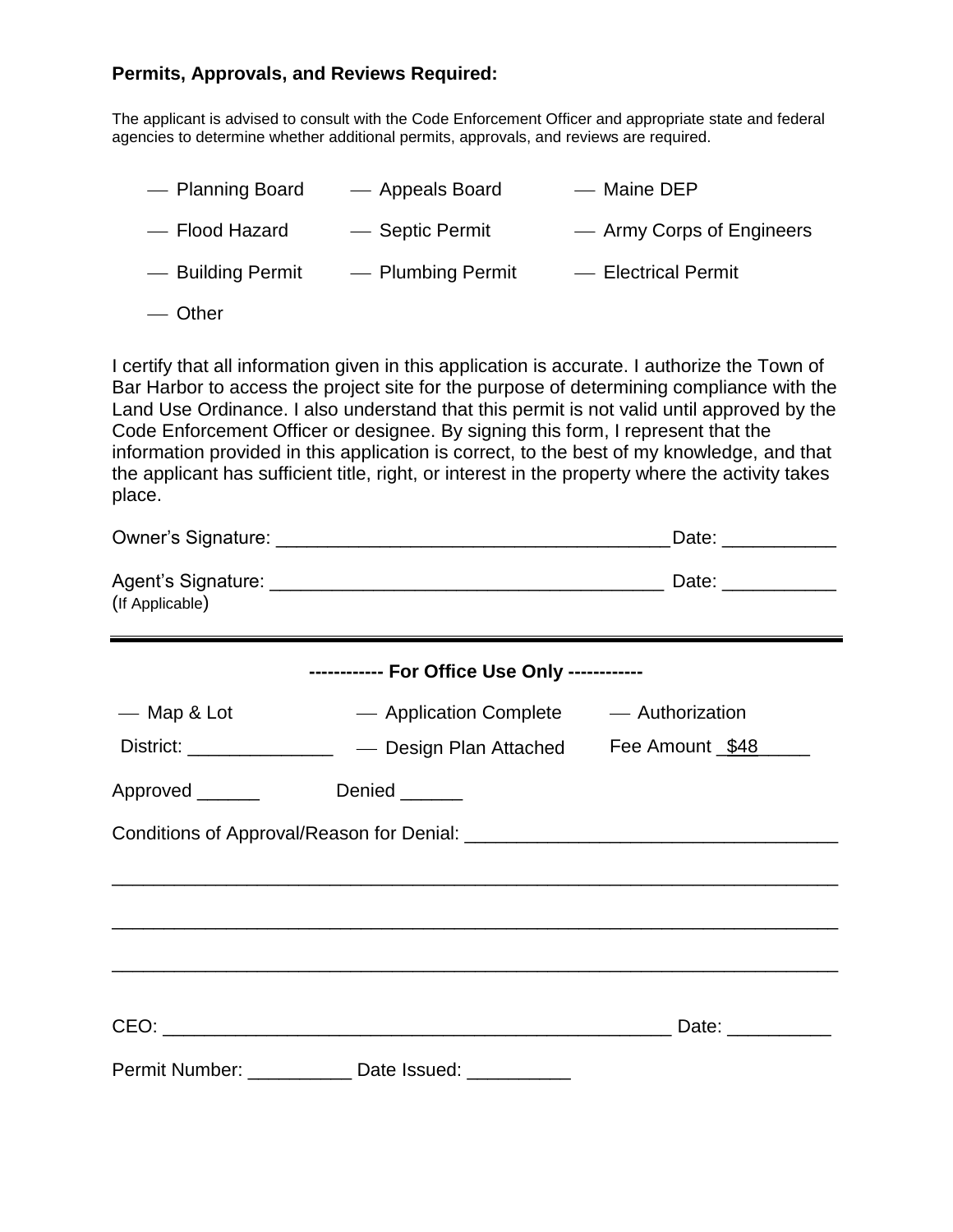**Permits, Approvals, and Reviews Required:**

The applicant is advised to consult with the Code Enforcement Officer and appropriate state and federal agencies to determine whether additional permits, approvals, and reviews are required.

- Planning Board
- Appeals Board
- Maine DEP
- Flood Hazard
- Septic Permit
- Army Corps of Engineers
- Building Permit
- Plumbing Permit
- Electrical Permit
- Other

I certify that all information given in this application is accurate. I authorize the Town of Bar Harbor to access the project site for the purpose of determining compliance with the Land Use Ordinance. I also understand that this permit is not valid until approved by the Code Enforcement Officer or designee. By signing this form, I represent that the information provided in this application is correct, to the best of my knowledge, and that the applicant has sufficient title, right, or interest in the property where the activity takes place.

Owner's Signature: ______________________________________ Date: ___________

Agent's Signature: ______________________________________ Date: ___________
(If Applicable)

---

**------------ For Office Use Only ------------**

- Map & Lot
- Application Complete
- Authorization

District: ______________ — Design Plan Attached Fee Amount $48

Approved ______ Denied ______

Conditions of Approval/Reason for Denial: ___________________________________

_______________________________________________________________________

_______________________________________________________________________

_______________________________________________________________________

CEO: ________________________________________________ Date: __________

Permit Number: __________ Date Issued: __________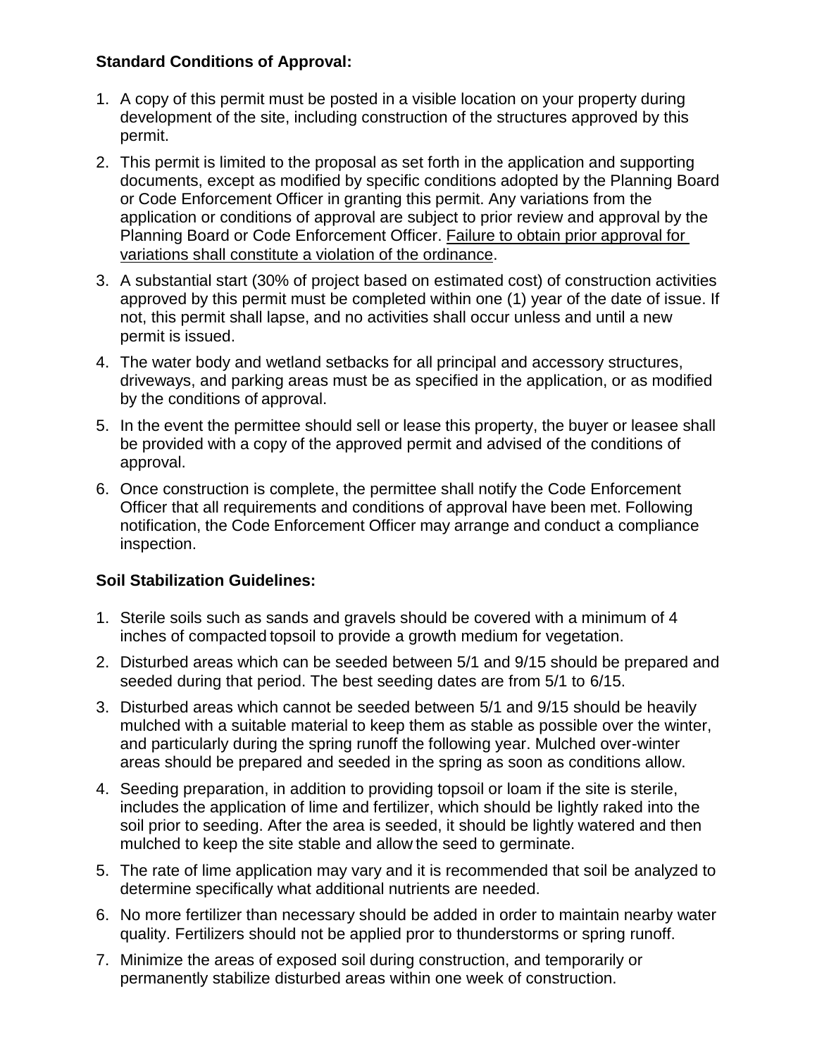**Standard Conditions of Approval:**

1. A copy of this permit must be posted in a visible location on your property during development of the site, including construction of the structures approved by this permit.
2. This permit is limited to the proposal as set forth in the application and supporting documents, except as modified by specific conditions adopted by the Planning Board or Code Enforcement Officer in granting this permit. Any variations from the application or conditions of approval are subject to prior review and approval by the Planning Board or Code Enforcement Officer. Failure to obtain prior approval for variations shall constitute a violation of the ordinance.
3. A substantial start (30% of project based on estimated cost) of construction activities approved by this permit must be completed within one (1) year of the date of issue. If not, this permit shall lapse, and no activities shall occur unless and until a new permit is issued.
4. The water body and wetland setbacks for all principal and accessory structures, driveways, and parking areas must be as specified in the application, or as modified by the conditions of approval.
5. In the event the permittee should sell or lease this property, the buyer or leasee shall be provided with a copy of the approved permit and advised of the conditions of approval.
6. Once construction is complete, the permittee shall notify the Code Enforcement Officer that all requirements and conditions of approval have been met. Following notification, the Code Enforcement Officer may arrange and conduct a compliance inspection.

**Soil Stabilization Guidelines:**

1. Sterile soils such as sands and gravels should be covered with a minimum of 4 inches of compacted topsoil to provide a growth medium for vegetation.
2. Disturbed areas which can be seeded between 5/1 and 9/15 should be prepared and seeded during that period. The best seeding dates are from 5/1 to 6/15.
3. Disturbed areas which cannot be seeded between 5/1 and 9/15 should be heavily mulched with a suitable material to keep them as stable as possible over the winter, and particularly during the spring runoff the following year. Mulched over-winter areas should be prepared and seeded in the spring as soon as conditions allow.
4. Seeding preparation, in addition to providing topsoil or loam if the site is sterile, includes the application of lime and fertilizer, which should be lightly raked into the soil prior to seeding. After the area is seeded, it should be lightly watered and then mulched to keep the site stable and allow the seed to germinate.
5. The rate of lime application may vary and it is recommended that soil be analyzed to determine specifically what additional nutrients are needed.
6. No more fertilizer than necessary should be added in order to maintain nearby water quality. Fertilizers should not be applied pror to thunderstorms or spring runoff.
7. Minimize the areas of exposed soil during construction, and temporarily or permanently stabilize disturbed areas within one week of construction.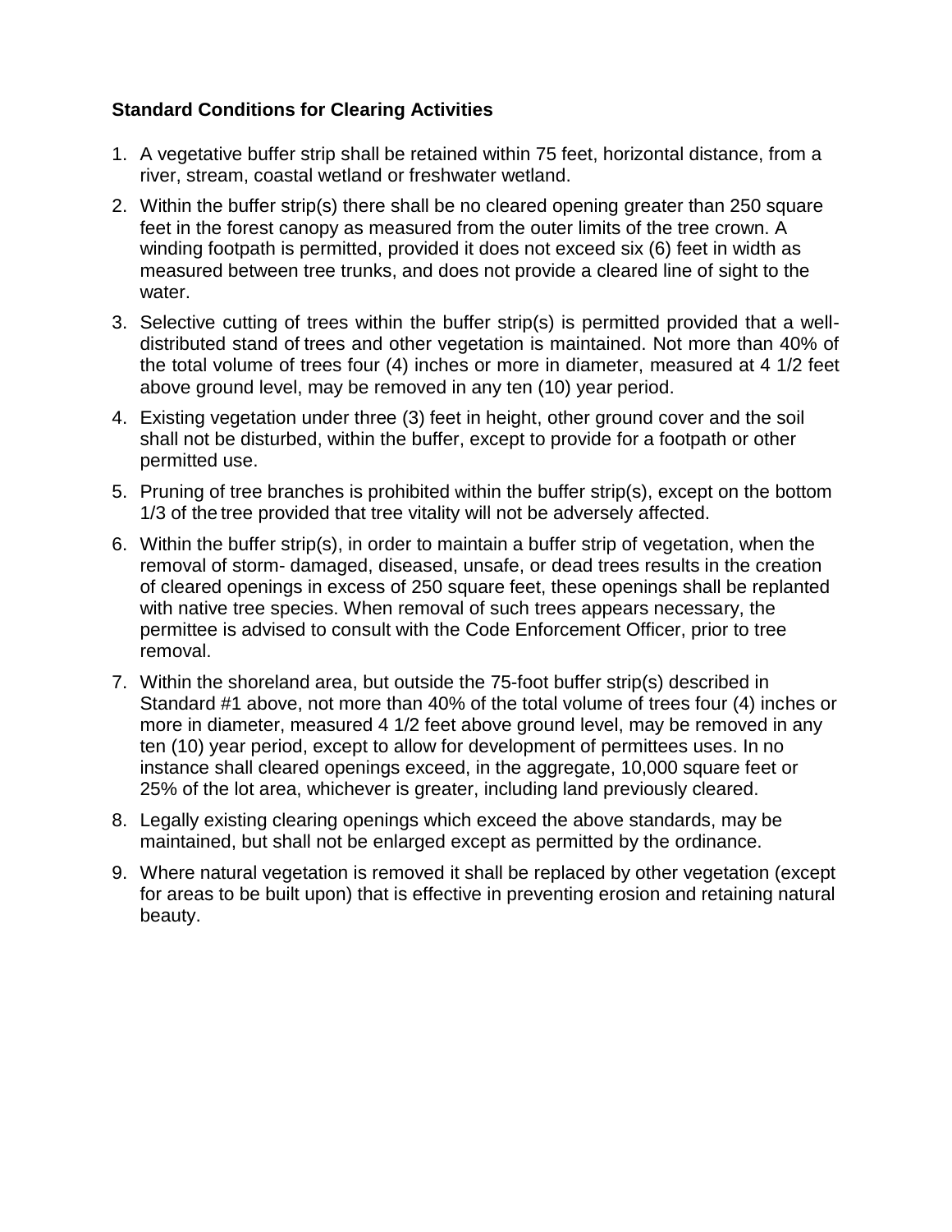**Standard Conditions for Clearing Activities**

1. A vegetative buffer strip shall be retained within 75 feet, horizontal distance, from a river, stream, coastal wetland or freshwater wetland.
2. Within the buffer strip(s) there shall be no cleared opening greater than 250 square feet in the forest canopy as measured from the outer limits of the tree crown. A winding footpath is permitted, provided it does not exceed six (6) feet in width as measured between tree trunks, and does not provide a cleared line of sight to the water.
3. Selective cutting of trees within the buffer strip(s) is permitted provided that a well-distributed stand of trees and other vegetation is maintained. Not more than 40% of the total volume of trees four (4) inches or more in diameter, measured at 4 1/2 feet above ground level, may be removed in any ten (10) year period.
4. Existing vegetation under three (3) feet in height, other ground cover and the soil shall not be disturbed, within the buffer, except to provide for a footpath or other permitted use.
5. Pruning of tree branches is prohibited within the buffer strip(s), except on the bottom 1/3 of the tree provided that tree vitality will not be adversely affected.
6. Within the buffer strip(s), in order to maintain a buffer strip of vegetation, when the removal of storm- damaged, diseased, unsafe, or dead trees results in the creation of cleared openings in excess of 250 square feet, these openings shall be replanted with native tree species. When removal of such trees appears necessary, the permittee is advised to consult with the Code Enforcement Officer, prior to tree removal.
7. Within the shoreland area, but outside the 75-foot buffer strip(s) described in Standard #1 above, not more than 40% of the total volume of trees four (4) inches or more in diameter, measured 4 1/2 feet above ground level, may be removed in any ten (10) year period, except to allow for development of permittees uses. In no instance shall cleared openings exceed, in the aggregate, 10,000 square feet or 25% of the lot area, whichever is greater, including land previously cleared.
8. Legally existing clearing openings which exceed the above standards, may be maintained, but shall not be enlarged except as permitted by the ordinance.
9. Where natural vegetation is removed it shall be replaced by other vegetation (except for areas to be built upon) that is effective in preventing erosion and retaining natural beauty.